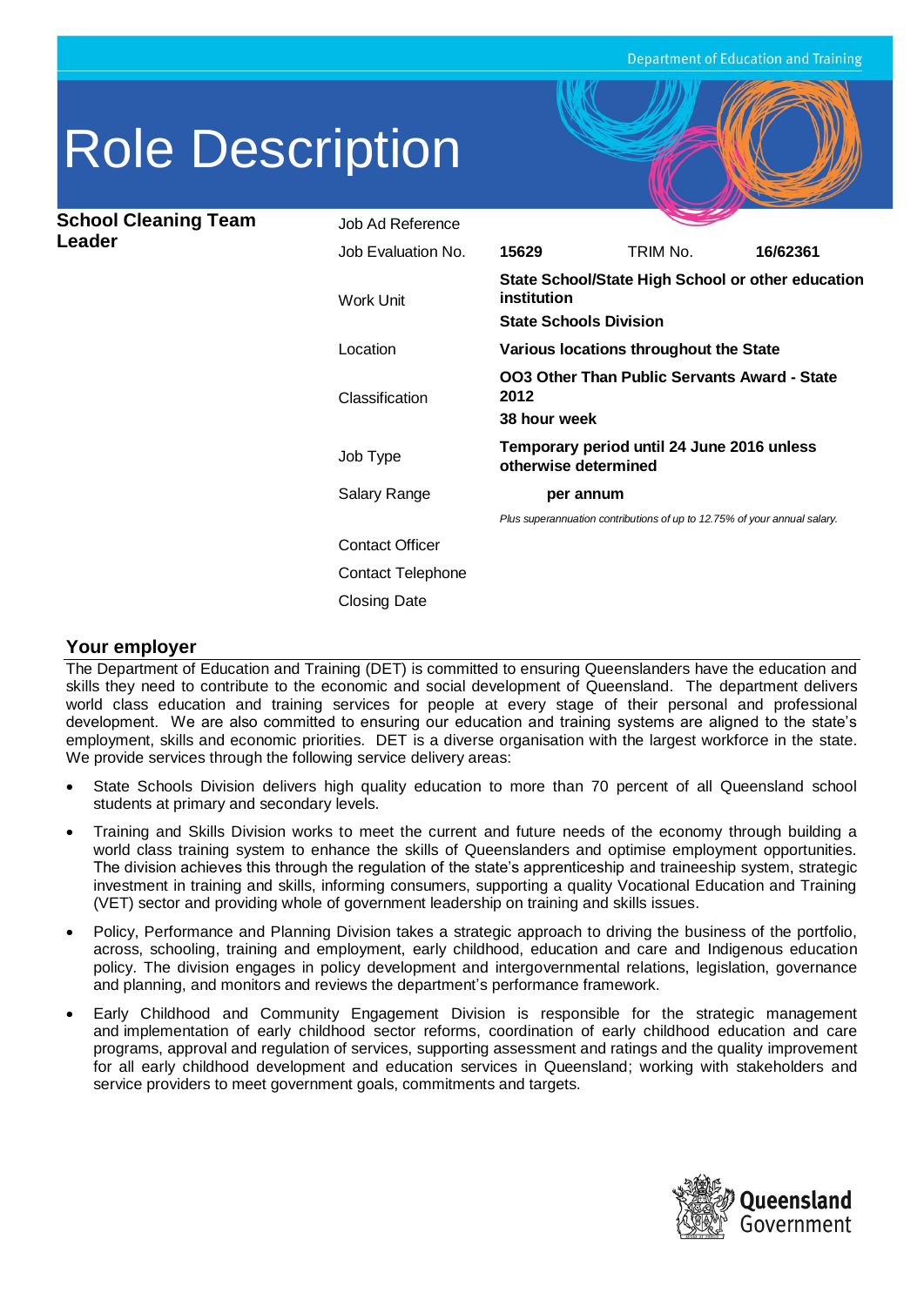Department of Education and Training

# Role Description

## School Cleaning Team Leader

| | | | |
|---|---|---|---|
| Job Ad Reference | | | |
| Job Evaluation No. | **15629** | TRIM No. | **16/62361** |
| Work Unit | **State School/State High School or other education institution**<br>**State Schools Division** | | |
| Location | **Various locations throughout the State** | | |
| Classification | **OO3 Other Than Public Servants Award - State 2012**<br>**38 hour week** | | |
| Job Type | **Temporary period until 24 June 2016 unless otherwise determined** | | |
| Salary Range | **per annum**<br>*Plus superannuation contributions of up to 12.75% of your annual salary.* | | |
| Contact Officer | | | |
| Contact Telephone | | | |
| Closing Date | | | |

## Your employer

The Department of Education and Training (DET) is committed to ensuring Queenslanders have the education and skills they need to contribute to the economic and social development of Queensland. The department delivers world class education and training services for people at every stage of their personal and professional development. We are also committed to ensuring our education and training systems are aligned to the state's employment, skills and economic priorities. DET is a diverse organisation with the largest workforce in the state. We provide services through the following service delivery areas:

- State Schools Division delivers high quality education to more than 70 percent of all Queensland school students at primary and secondary levels.
- Training and Skills Division works to meet the current and future needs of the economy through building a world class training system to enhance the skills of Queenslanders and optimise employment opportunities. The division achieves this through the regulation of the state's apprenticeship and traineeship system, strategic investment in training and skills, informing consumers, supporting a quality Vocational Education and Training (VET) sector and providing whole of government leadership on training and skills issues.
- Policy, Performance and Planning Division takes a strategic approach to driving the business of the portfolio, across, schooling, training and employment, early childhood, education and care and Indigenous education policy. The division engages in policy development and intergovernmental relations, legislation, governance and planning, and monitors and reviews the department's performance framework.
- Early Childhood and Community Engagement Division is responsible for the strategic management and implementation of early childhood sector reforms, coordination of early childhood education and care programs, approval and regulation of services, supporting assessment and ratings and the quality improvement for all early childhood development and education services in Queensland; working with stakeholders and service providers to meet government goals, commitments and targets.

Queensland Government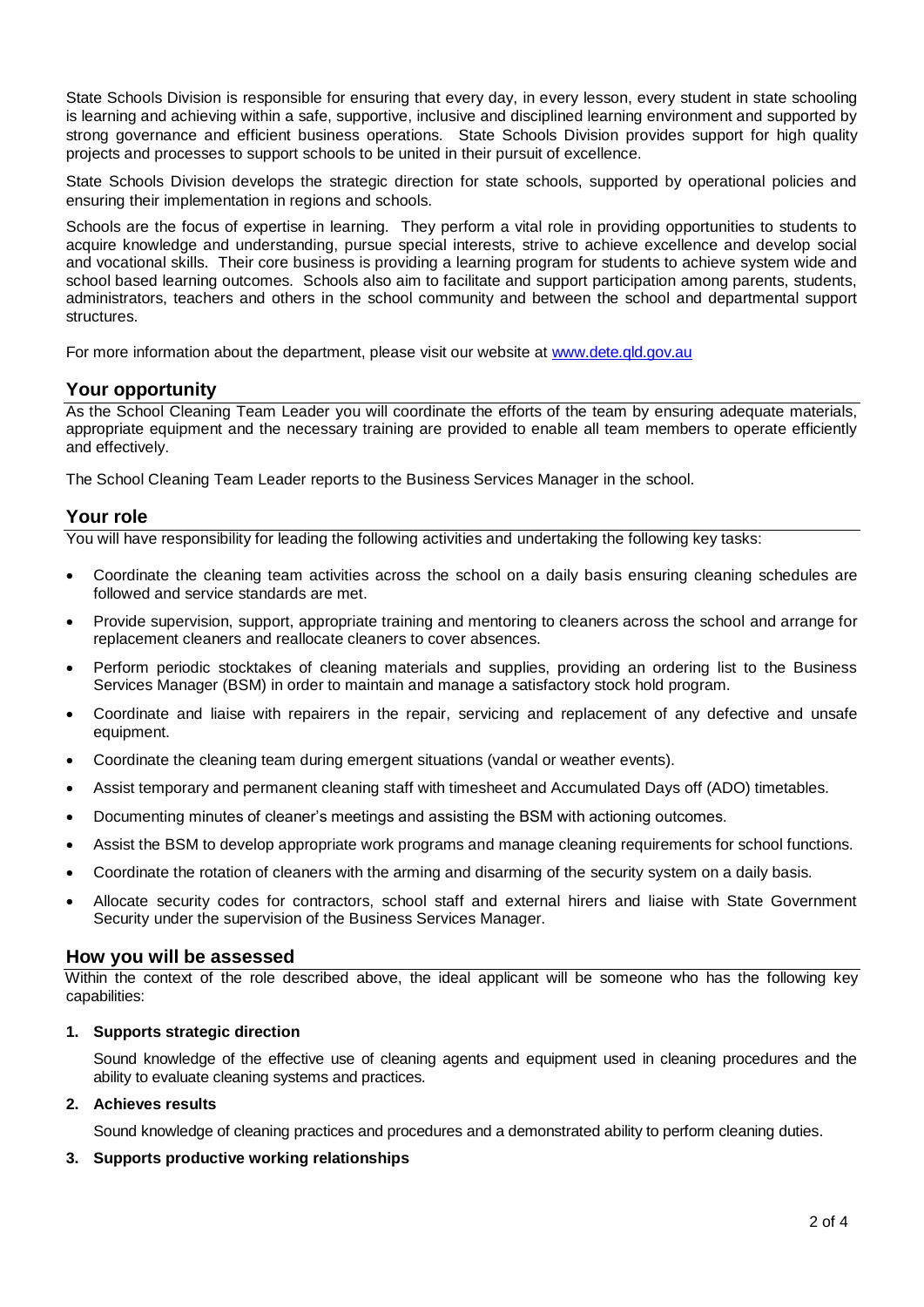State Schools Division is responsible for ensuring that every day, in every lesson, every student in state schooling is learning and achieving within a safe, supportive, inclusive and disciplined learning environment and supported by strong governance and efficient business operations. State Schools Division provides support for high quality projects and processes to support schools to be united in their pursuit of excellence.

State Schools Division develops the strategic direction for state schools, supported by operational policies and ensuring their implementation in regions and schools.

Schools are the focus of expertise in learning. They perform a vital role in providing opportunities to students to acquire knowledge and understanding, pursue special interests, strive to achieve excellence and develop social and vocational skills. Their core business is providing a learning program for students to achieve system wide and school based learning outcomes. Schools also aim to facilitate and support participation among parents, students, administrators, teachers and others in the school community and between the school and departmental support structures.

For more information about the department, please visit our website at [www.dete.qld.gov.au](www.dete.qld.gov.au)

## Your opportunity

As the School Cleaning Team Leader you will coordinate the efforts of the team by ensuring adequate materials, appropriate equipment and the necessary training are provided to enable all team members to operate efficiently and effectively.

The School Cleaning Team Leader reports to the Business Services Manager in the school.

## Your role

You will have responsibility for leading the following activities and undertaking the following key tasks:

- Coordinate the cleaning team activities across the school on a daily basis ensuring cleaning schedules are followed and service standards are met.
- Provide supervision, support, appropriate training and mentoring to cleaners across the school and arrange for replacement cleaners and reallocate cleaners to cover absences.
- Perform periodic stocktakes of cleaning materials and supplies, providing an ordering list to the Business Services Manager (BSM) in order to maintain and manage a satisfactory stock hold program.
- Coordinate and liaise with repairers in the repair, servicing and replacement of any defective and unsafe equipment.
- Coordinate the cleaning team during emergent situations (vandal or weather events).
- Assist temporary and permanent cleaning staff with timesheet and Accumulated Days off (ADO) timetables.
- Documenting minutes of cleaner's meetings and assisting the BSM with actioning outcomes.
- Assist the BSM to develop appropriate work programs and manage cleaning requirements for school functions.
- Coordinate the rotation of cleaners with the arming and disarming of the security system on a daily basis.
- Allocate security codes for contractors, school staff and external hirers and liaise with State Government Security under the supervision of the Business Services Manager.

## How you will be assessed

Within the context of the role described above, the ideal applicant will be someone who has the following key capabilities:

1. **Supports strategic direction**

   Sound knowledge of the effective use of cleaning agents and equipment used in cleaning procedures and the ability to evaluate cleaning systems and practices.

2. **Achieves results**

   Sound knowledge of cleaning practices and procedures and a demonstrated ability to perform cleaning duties.

3. **Supports productive working relationships**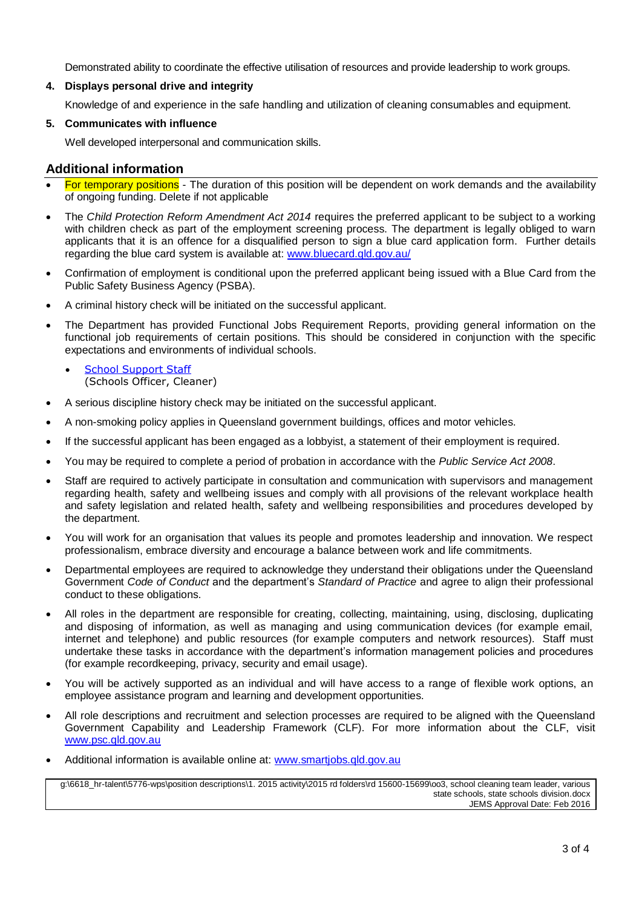Demonstrated ability to coordinate the effective utilisation of resources and provide leadership to work groups.

**4. Displays personal drive and integrity**

Knowledge of and experience in the safe handling and utilization of cleaning consumables and equipment.

**5. Communicates with influence**

Well developed interpersonal and communication skills.

## Additional information

- For temporary positions - The duration of this position will be dependent on work demands and the availability of ongoing funding. Delete if not applicable
- The *Child Protection Reform Amendment Act 2014* requires the preferred applicant to be subject to a working with children check as part of the employment screening process. The department is legally obliged to warn applicants that it is an offence for a disqualified person to sign a blue card application form. Further details regarding the blue card system is available at: www.bluecard.qld.gov.au/
- Confirmation of employment is conditional upon the preferred applicant being issued with a Blue Card from the Public Safety Business Agency (PSBA).
- A criminal history check will be initiated on the successful applicant.
- The Department has provided Functional Jobs Requirement Reports, providing general information on the functional job requirements of certain positions. This should be considered in conjunction with the specific expectations and environments of individual schools.
  - School Support Staff
    (Schools Officer, Cleaner)
- A serious discipline history check may be initiated on the successful applicant.
- A non-smoking policy applies in Queensland government buildings, offices and motor vehicles.
- If the successful applicant has been engaged as a lobbyist, a statement of their employment is required.
- You may be required to complete a period of probation in accordance with the *Public Service Act 2008*.
- Staff are required to actively participate in consultation and communication with supervisors and management regarding health, safety and wellbeing issues and comply with all provisions of the relevant workplace health and safety legislation and related health, safety and wellbeing responsibilities and procedures developed by the department.
- You will work for an organisation that values its people and promotes leadership and innovation. We respect professionalism, embrace diversity and encourage a balance between work and life commitments.
- Departmental employees are required to acknowledge they understand their obligations under the Queensland Government *Code of Conduct* and the department's *Standard of Practice* and agree to align their professional conduct to these obligations.
- All roles in the department are responsible for creating, collecting, maintaining, using, disclosing, duplicating and disposing of information, as well as managing and using communication devices (for example email, internet and telephone) and public resources (for example computers and network resources). Staff must undertake these tasks in accordance with the department's information management policies and procedures (for example recordkeeping, privacy, security and email usage).
- You will be actively supported as an individual and will have access to a range of flexible work options, an employee assistance program and learning and development opportunities.
- All role descriptions and recruitment and selection processes are required to be aligned with the Queensland Government Capability and Leadership Framework (CLF). For more information about the CLF, visit www.psc.qld.gov.au
- Additional information is available online at: www.smartjobs.qld.gov.au

g:\6618_hr-talent\5776-wps\position descriptions\1. 2015 activity\2015 rd folders\rd 15600-15699\oo3, school cleaning team leader, various state schools, state schools division.docx
JEMS Approval Date: Feb 2016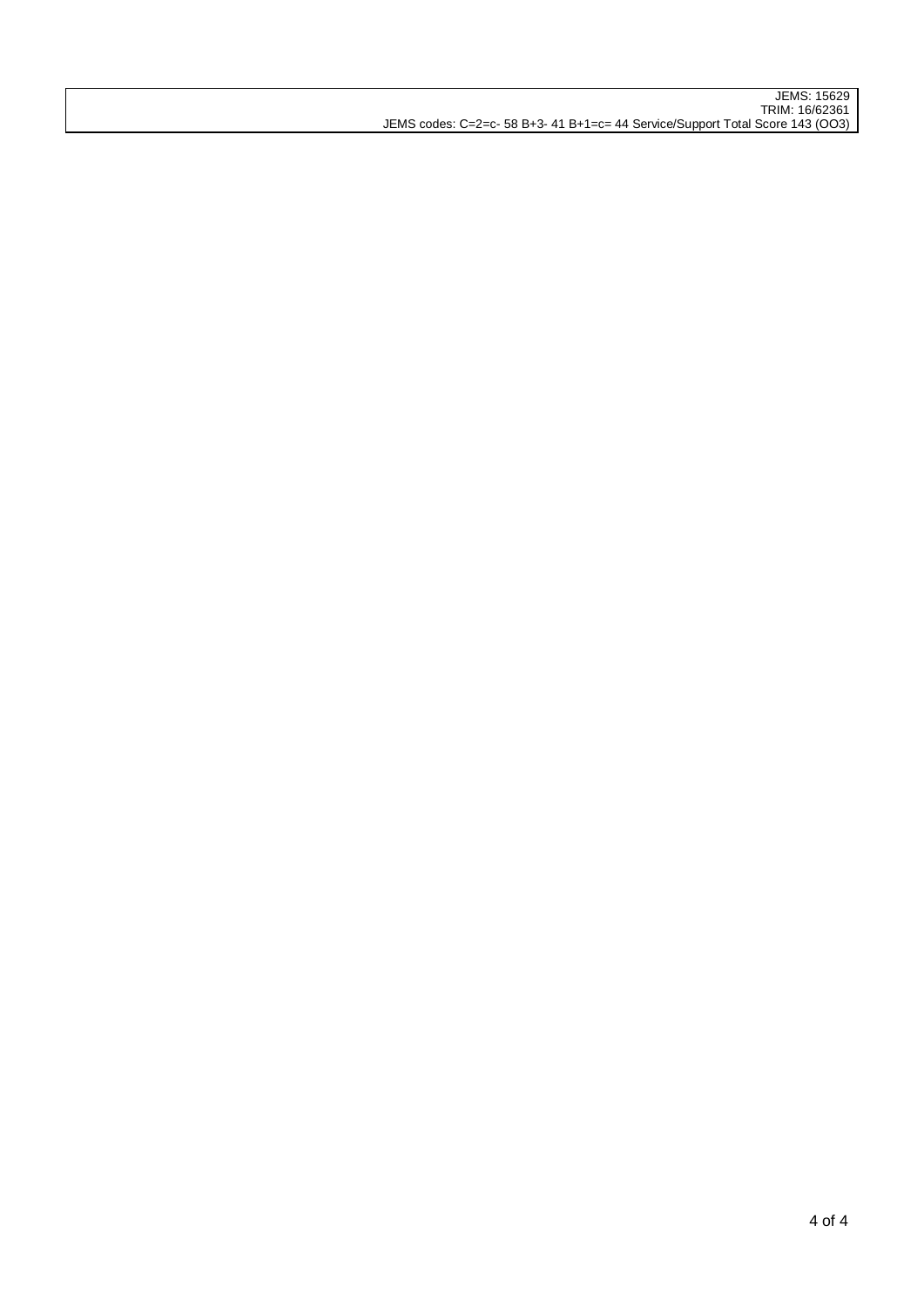JEMS: 15629
TRIM: 16/62361
JEMS codes: C=2=c- 58 B+3- 41 B+1=c= 44 Service/Support Total Score 143 (OO3)